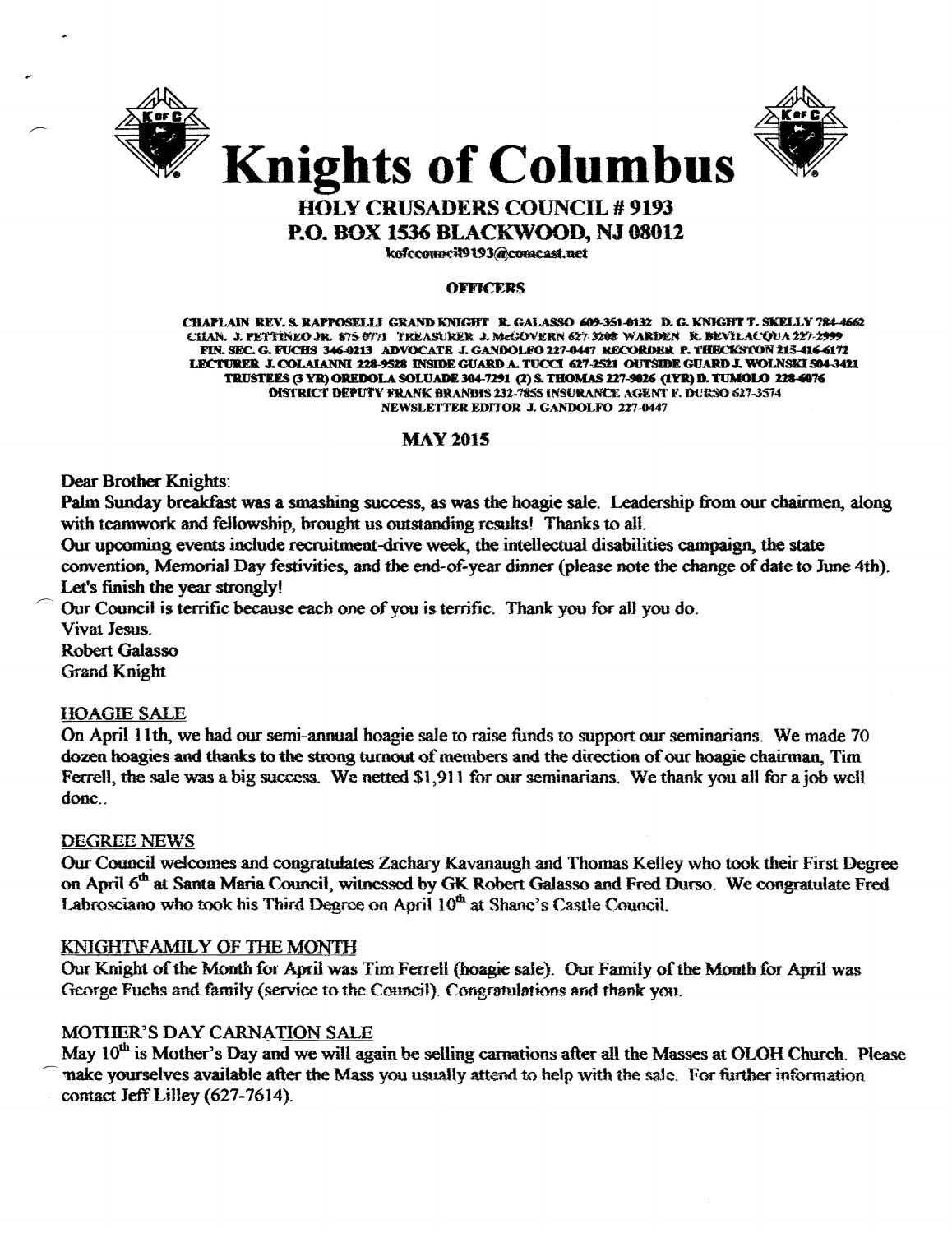# Knights of Columbus

## HOLY CRUSADERS COUNCIL # 9193
## P.O. BOX 1536 BLACKWOOD, NJ 08012

kofccouncil9193@comcast.net

**OFFICERS**

CHAPLAIN REV. S. RAPPOSELLI GRAND KNIGHT R. GALASSO 609-351-0132 D. G. KNIGHT T. SKELLY 784-4662
CHAN. J. PETTINEO JR. 875-0771 TREASURER J. McGOVERN 627-3208 WARDEN R. BEVILACQUA 227-2999
FIN. SEC. G. FUCHS 346-0213 ADVOCATE J. GANDOLFO 227-0447 RECORDER P. THECKSTON 215-416-6172
LECTURER J. COLAIANNI 228-9528 INSIDE GUARD A. TUCCI 627-2521 OUTSIDE GUARD J. WOLNSKI 504-3421
TRUSTEES (3 YR) OREDOLA SOLUADE 304-7291 (2) S. THOMAS 227-9026 (1YR) D. TUMOLO 228-6076
DISTRICT DEPUTY FRANK BRANDIS 232-7855 INSURANCE AGENT F. DURSO 627-3574
NEWSLETTER EDITOR J. GANDOLFO 227-0447

**MAY 2015**

Dear Brother Knights:

Palm Sunday breakfast was a smashing success, as was the hoagie sale. Leadership from our chairmen, along with teamwork and fellowship, brought us outstanding results! Thanks to all.

Our upcoming events include recruitment-drive week, the intellectual disabilities campaign, the state convention, Memorial Day festivities, and the end-of-year dinner (please note the change of date to June 4th). Let's finish the year strongly!

Our Council is terrific because each one of you is terrific. Thank you for all you do.

Vivat Jesus.
Robert Galasso
Grand Knight

### HOAGIE SALE

On April 11th, we had our semi-annual hoagie sale to raise funds to support our seminarians. We made 70 dozen hoagies and thanks to the strong turnout of members and the direction of our hoagie chairman, Tim Ferrell, the sale was a big success. We netted $1,911 for our seminarians. We thank you all for a job well done..

### DEGREE NEWS

Our Council welcomes and congratulates Zachary Kavanaugh and Thomas Kelley who took their First Degree on April 6th at Santa Maria Council, witnessed by GK Robert Galasso and Fred Durso. We congratulate Fred Labrosciano who took his Third Degree on April 10th at Shane's Castle Council.

### KNIGHT\FAMILY OF THE MONTH

Our Knight of the Month for April was Tim Ferrell (hoagie sale). Our Family of the Month for April was George Fuchs and family (service to the Council). Congratulations and thank you.

### MOTHER'S DAY CARNATION SALE

May 10th is Mother's Day and we will again be selling carnations after all the Masses at OLOH Church. Please make yourselves available after the Mass you usually attend to help with the sale. For further information contact Jeff Lilley (627-7614).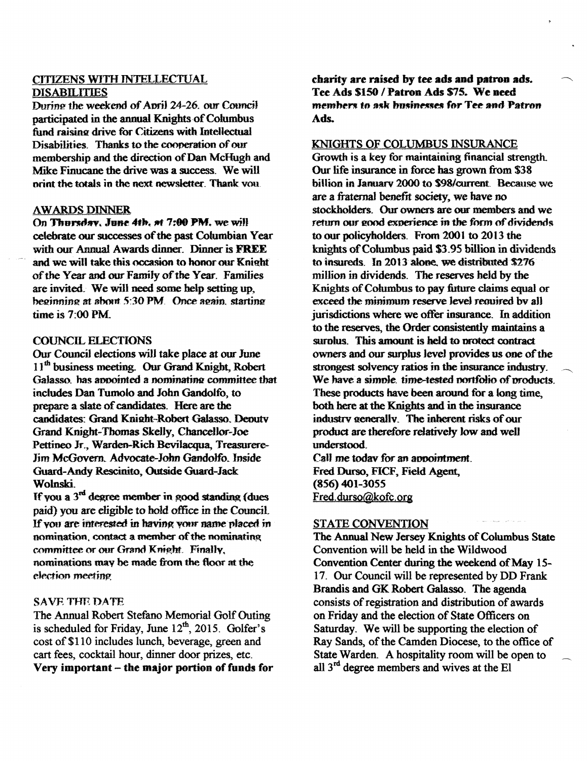## CITIZENS WITH INTELLECTUAL DISABILITIES

During the weekend of April 24-26, our Council participated in the annual Knights of Columbus fund raising drive for Citizens with Intellectual Disabilities. Thanks to the cooperation of our membership and the direction of Dan McHugh and Mike Finucane the drive was a success. We will print the totals in the next newsletter. Thank you.

## AWARDS DINNER

**On Thursday, June 4th, at 7:00 PM,** we will celebrate our successes of the past Columbian Year with our Annual Awards dinner. Dinner is **FREE** and we will take this occasion to honor our Knight of the Year and our Family of the Year. Families are invited. We will need some help setting up, beginning at about 5:30 PM. Once again, starting time is 7:00 PM.

## COUNCIL ELECTIONS

Our Council elections will take place at our June 11th business meeting. Our Grand Knight, Robert Galasso, has appointed a nominating committee that includes Dan Tumolo and John Gandolfo, to prepare a slate of candidates. Here are the candidates: Grand Knight-Robert Galasso, Deputy Grand Knight-Thomas Skelly, Chancellor-Joe Pettineo Jr., Warden-Rich Bevilacqua, Treasurere-Jim McGovern, Advocate-John Gandolfo, Inside Guard-Andy Rescinito, Outside Guard-Jack Wolnski.

If you a 3rd degree member in good standing (dues paid) you are eligible to hold office in the Council. If you are interested in having your name placed in nomination, contact a member of the nominating committee or our Grand Knight. Finally, nominations may be made from the floor at the election meeting.

## SAVE THE DATE

The Annual Robert Stefano Memorial Golf Outing is scheduled for Friday, June 12th, 2015. Golfer's cost of $110 includes lunch, beverage, green and cart fees, cocktail hour, dinner door prizes, etc. **Very important – the major portion of funds for charity are raised by tee ads and patron ads. Tee Ads $150 / Patron Ads $75. We need members to ask businesses for Tee and Patron Ads.**

## KNIGHTS OF COLUMBUS INSURANCE

Growth is a key for maintaining financial strength. Our life insurance in force has grown from $38 billion in January 2000 to $98/current. Because we are a fraternal benefit society, we have no stockholders. Our owners are our members and we return our good experience in the form of dividends to our policyholders. From 2001 to 2013 the knights of Columbus paid $3.95 billion in dividends to insureds. In 2013 alone, we distributed $276 million in dividends. The reserves held by the Knights of Columbus to pay future claims equal or exceed the minimum reserve level required by all jurisdictions where we offer insurance. In addition to the reserves, the Order consistently maintains a surplus. This amount is held to protect contract owners and our surplus level provides us one of the strongest solvency ratios in the insurance industry. We have a simple, time-tested portfolio of products. These products have been around for a long time, both here at the Knights and in the insurance industry generally. The inherent risks of our product are therefore relatively low and well understood.

Call me today for an appointment.
Fred Durso, FICF, Field Agent,
(856) 401-3055
Fred.durso@kofc.org

## STATE CONVENTION

The Annual New Jersey Knights of Columbus State Convention will be held in the Wildwood Convention Center during the weekend of May 15-17. Our Council will be represented by DD Frank Brandis and GK Robert Galasso. The agenda consists of registration and distribution of awards on Friday and the election of State Officers on Saturday. We will be supporting the election of Ray Sands, of the Camden Diocese, to the office of State Warden. A hospitality room will be open to all 3rd degree members and wives at the El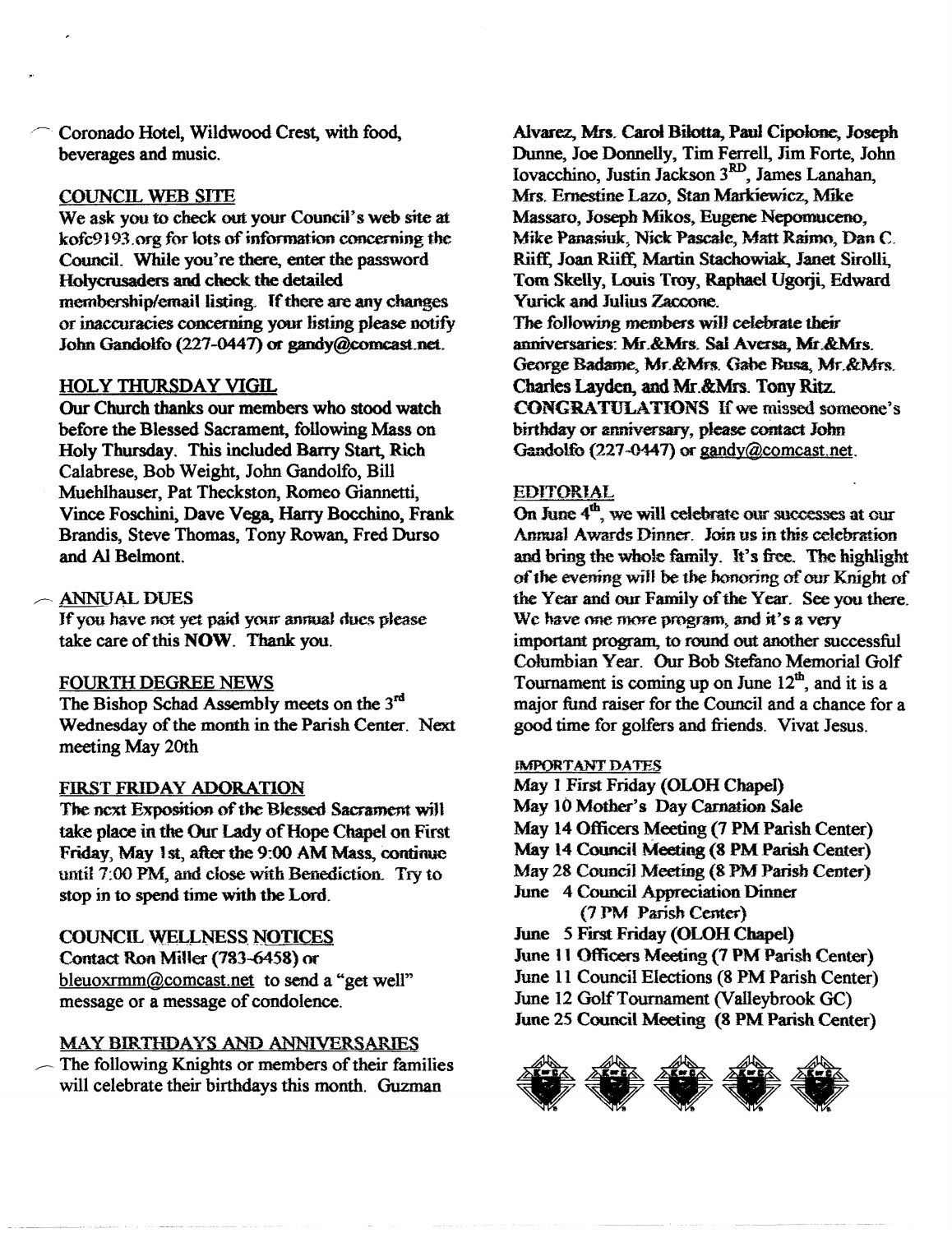Coronado Hotel, Wildwood Crest, with food, beverages and music.

## COUNCIL WEB SITE

We ask you to check out your Council's web site at kofc9193.org for lots of information concerning the Council. While you're there, enter the password Holycrusaders and check the detailed membership/email listing. If there are any changes or inaccuracies concerning your listing please notify John Gandolfo (227-0447) or gandy@comcast.net.

## HOLY THURSDAY VIGIL

**Our Church thanks our members who stood watch before the Blessed Sacrament, following Mass on Holy Thursday. This included Barry Start, Rich Calabrese, Bob Weight, John Gandolfo, Bill Muehlhauser, Pat Theckston, Romeo Giannetti, Vince Foschini, Dave Vega, Harry Bocchino, Frank Brandis, Steve Thomas, Tony Rowan, Fred Durso and Al Belmont.**

## ANNUAL DUES

If you have not yet paid your annual dues please take care of this **NOW**. Thank you.

## FOURTH DEGREE NEWS

The Bishop Schad Assembly meets on the 3rd Wednesday of the month in the Parish Center. Next meeting May 20th

## FIRST FRIDAY ADORATION

The next Exposition of the Blessed Sacrament will take place in the Our Lady of Hope Chapel on First Friday, May 1st, after the 9:00 AM Mass, continue until 7:00 PM, and close with Benediction. Try to stop in to spend time with the Lord.

## COUNCIL WELLNESS NOTICES

Contact Ron Miller (783-6458) or bleuoxrmm@comcast.net to send a "get well" message or a message of condolence.

## MAY BIRTHDAYS AND ANNIVERSARIES

The following Knights or members of their families will celebrate their birthdays this month. Guzman Alvarez, Mrs. Carol Bilotta, Paul Cipolone, Joseph Dunne, Joe Donnelly, Tim Ferrell, Jim Forte, John Iovacchino, Justin Jackson 3RD, James Lanahan, Mrs. Ernestine Lazo, Stan Markiewicz, Mike Massaro, Joseph Mikos, Eugene Nepomuceno, Mike Panasiuk, Nick Pascale, Matt Raimo, Dan C. Riiff, Joan Riiff, Martin Stachowiak, Janet Sirolli, Tom Skelly, Louis Troy, Raphael Ugorji, Edward Yurick and Julius Zaccone.

The following members will celebrate their anniversaries: Mr.&Mrs. Sal Aversa, Mr.&Mrs. George Badame, Mr.&Mrs. Gabe Busa, Mr.&Mrs. Charles Layden, and Mr.&Mrs. Tony Ritz.

**CONGRATULATIONS** If we missed someone's birthday or anniversary, please contact John Gandolfo (227-0447) or gandy@comcast.net.

## EDITORIAL

On June 4th, we will celebrate our successes at our Annual Awards Dinner. Join us in this celebration and bring the whole family. It's free. The highlight of the evening will be the honoring of our Knight of the Year and our Family of the Year. See you there. We have one more program, and it's a very important program, to round out another successful Columbian Year. Our Bob Stefano Memorial Golf Tournament is coming up on June 12th, and it is a major fund raiser for the Council and a chance for a good time for golfers and friends. Vivat Jesus.

## IMPORTANT DATES

**May 1 First Friday (OLOH Chapel)**
**May 10 Mother's Day Carnation Sale**
**May 14 Officers Meeting (7 PM Parish Center)**
**May 14 Council Meeting (8 PM Parish Center)**
**May 28 Council Meeting (8 PM Parish Center)**
**June 4 Council Appreciation Dinner (7 PM Parish Center)**
**June 5 First Friday (OLOH Chapel)**
**June 11 Officers Meeting (7 PM Parish Center)**
**June 11 Council Elections (8 PM Parish Center)**
**June 12 Golf Tournament (Valleybrook GC)**
**June 25 Council Meeting (8 PM Parish Center)**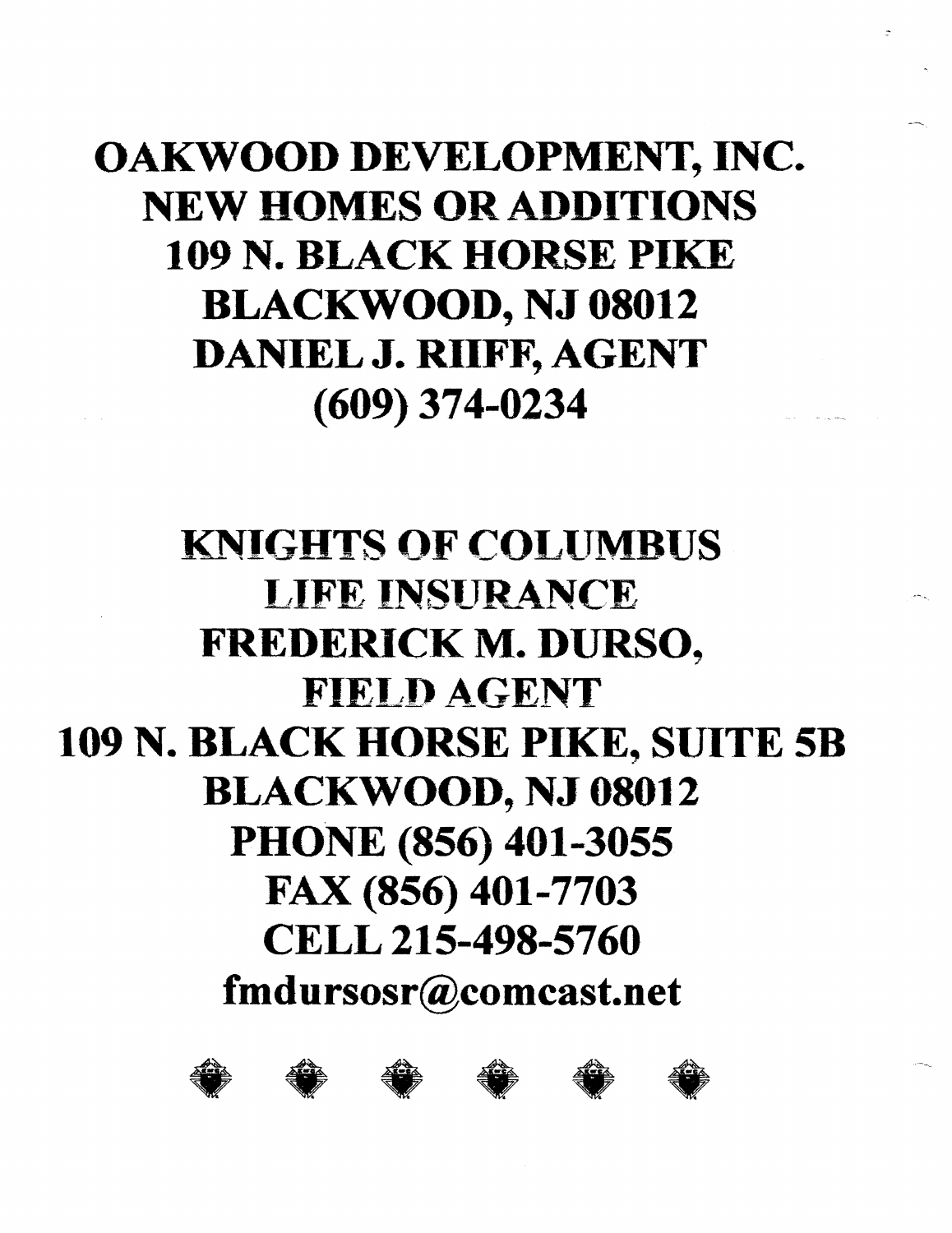**OAKWOOD DEVELOPMENT, INC.**
**NEW HOMES OR ADDITIONS**
**109 N. BLACK HORSE PIKE**
**BLACKWOOD, NJ 08012**
**DANIEL J. RIIFF, AGENT**
**(609) 374-0234**

**KNIGHTS OF COLUMBUS**
**LIFE INSURANCE**
**FREDERICK M. DURSO,**
**FIELD AGENT**
**109 N. BLACK HORSE PIKE, SUITE 5B**
**BLACKWOOD, NJ 08012**
**PHONE (856) 401-3055**
**FAX (856) 401-7703**
**CELL 215-498-5760**
**fmdursosr@comcast.net**